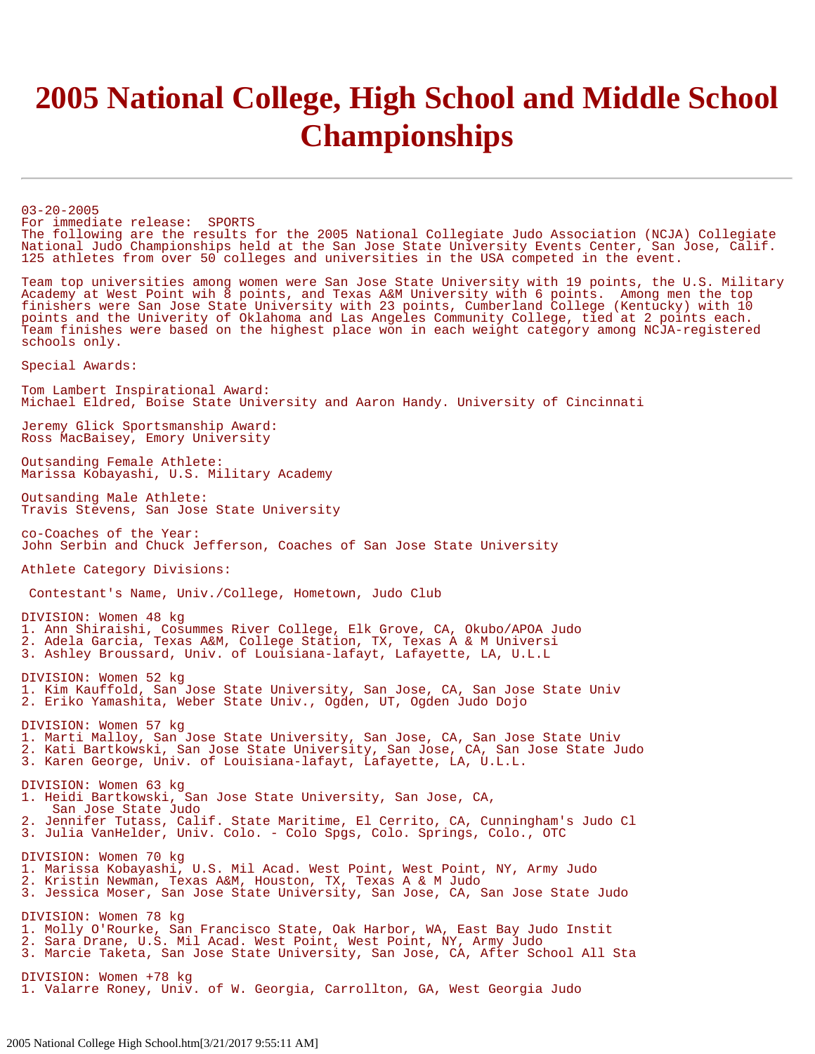# 2005 National College, High School and Middle School Championships

---

03-20-2005
For immediate release: SPORTS
The following are the results for the 2005 National Collegiate Judo Association (NCJA) Collegiate National Judo Championships held at the San Jose State University Events Center, San Jose, Calif. 125 athletes from over 50 colleges and universities in the USA competed in the event.

Team top universities among women were San Jose State University with 19 points, the U.S. Military Academy at West Point wih 8 points, and Texas A&M University with 6 points. Among men the top finishers were San Jose State University with 23 points, Cumberland College (Kentucky) with 10 points and the Univerity of Oklahoma and Las Angeles Community College, tied at 2 points each. Team finishes were based on the highest place won in each weight category among NCJA-registered schools only.

Special Awards:

Tom Lambert Inspirational Award:
Michael Eldred, Boise State University and Aaron Handy. University of Cincinnati

Jeremy Glick Sportsmanship Award:
Ross MacBaisey, Emory University

Outsanding Female Athlete:
Marissa Kobayashi, U.S. Military Academy

Outsanding Male Athlete:
Travis Stevens, San Jose State University

co-Coaches of the Year:
John Serbin and Chuck Jefferson, Coaches of San Jose State University

Athlete Category Divisions:

Contestant's Name, Univ./College, Hometown, Judo Club

DIVISION: Women 48 kg
1. Ann Shiraishi, Cosummes River College, Elk Grove, CA, Okubo/APOA Judo
2. Adela Garcia, Texas A&M, College Station, TX, Texas A & M Universi
3. Ashley Broussard, Univ. of Louisiana-lafayt, Lafayette, LA, U.L.L

DIVISION: Women 52 kg
1. Kim Kauffold, San Jose State University, San Jose, CA, San Jose State Univ
2. Eriko Yamashita, Weber State Univ., Ogden, UT, Ogden Judo Dojo

DIVISION: Women 57 kg
1. Marti Malloy, San Jose State University, San Jose, CA, San Jose State Univ
2. Kati Bartkowski, San Jose State University, San Jose, CA, San Jose State Judo
3. Karen George, Univ. of Louisiana-lafayt, Lafayette, LA, U.L.L.

DIVISION: Women 63 kg
1. Heidi Bartkowski, San Jose State University, San Jose, CA, San Jose State Judo
2. Jennifer Tutass, Calif. State Maritime, El Cerrito, CA, Cunningham's Judo Cl
3. Julia VanHelder, Univ. Colo. - Colo Spgs, Colo. Springs, Colo., OTC

DIVISION: Women 70 kg
1. Marissa Kobayashi, U.S. Mil Acad. West Point, West Point, NY, Army Judo
2. Kristin Newman, Texas A&M, Houston, TX, Texas A & M Judo
3. Jessica Moser, San Jose State University, San Jose, CA, San Jose State Judo

DIVISION: Women 78 kg
1. Molly O'Rourke, San Francisco State, Oak Harbor, WA, East Bay Judo Instit
2. Sara Drane, U.S. Mil Acad. West Point, West Point, NY, Army Judo
3. Marcie Taketa, San Jose State University, San Jose, CA, After School All Sta

DIVISION: Women +78 kg
1. Valarre Roney, Univ. of W. Georgia, Carrollton, GA, West Georgia Judo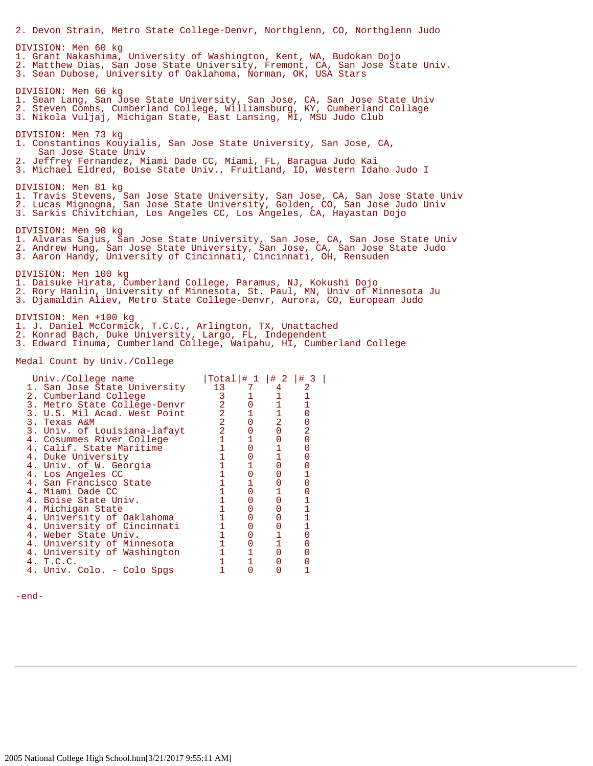2. Devon Strain, Metro State College-Denvr, Northglenn, CO, Northglenn Judo

DIVISION: Men 60 kg
1. Grant Nakashima, University of Washington, Kent, WA, Budokan Dojo
2. Matthew Dias, San Jose State University, Fremont, CA, San Jose State Univ.
3. Sean Dubose, University of Oaklahoma, Norman, OK, USA Stars

DIVISION: Men 66 kg
1. Sean Lang, San Jose State University, San Jose, CA, San Jose State Univ
2. Steven Combs, Cumberland College, Williamsburg, KY, Cumberland Collage
3. Nikola Vuljaj, Michigan State, East Lansing, MI, MSU Judo Club

DIVISION: Men 73 kg
1. Constantinos Kouyialis, San Jose State University, San Jose, CA, San Jose State Univ
2. Jeffrey Fernandez, Miami Dade CC, Miami, FL, Baragua Judo Kai
3. Michael Eldred, Boise State Univ., Fruitland, ID, Western Idaho Judo I

DIVISION: Men 81 kg
1. Travis Stevens, San Jose State University, San Jose, CA, San Jose State Univ
2. Lucas Mignogna, San Jose State University, Golden, CO, San Jose Judo Univ
3. Sarkis Chivitchian, Los Angeles CC, Los Angeles, CA, Hayastan Dojo

DIVISION: Men 90 kg
1. Alvaras Sajus, San Jose State University, San Jose, CA, San Jose State Univ
2. Andrew Hung, San Jose State University, San Jose, CA, San Jose State Judo
3. Aaron Handy, University of Cincinnati, Cincinnati, OH, Rensuden

DIVISION: Men 100 kg
1. Daisuke Hirata, Cumberland College, Paramus, NJ, Kokushi Dojo
2. Rory Hanlin, University of Minnesota, St. Paul, MN, Univ of Minnesota Ju
3. Djamaldin Aliev, Metro State College-Denvr, Aurora, CO, European Judo

DIVISION: Men +100 kg
1. J. Daniel McCormick, T.C.C., Arlington, TX, Unattached
2. Konrad Bach, Duke University, Largo, FL, Independent
3. Edward Iinuma, Cumberland College, Waipahu, HI, Cumberland College

Medal Count by Univ./College

| Univ./College name | Total | # 1 | # 2 | # 3 |
|---|---|---|---|---|
| 1. San Jose State University | 13 | 7 | 4 | 2 |
| 2. Cumberland College | 3 | 1 | 1 | 1 |
| 3. Metro State College-Denvr | 2 | 0 | 1 | 1 |
| 3. U.S. Mil Acad. West Point | 2 | 1 | 1 | 0 |
| 3. Texas A&M | 2 | 0 | 2 | 0 |
| 3. Univ. of Louisiana-lafayt | 2 | 0 | 0 | 2 |
| 4. Cosummes River College | 1 | 1 | 0 | 0 |
| 4. Calif. State Maritime | 1 | 0 | 1 | 0 |
| 4. Duke University | 1 | 0 | 1 | 0 |
| 4. Univ. of W. Georgia | 1 | 1 | 0 | 0 |
| 4. Los Angeles CC | 1 | 0 | 0 | 1 |
| 4. San Francisco State | 1 | 1 | 0 | 0 |
| 4. Miami Dade CC | 1 | 0 | 1 | 0 |
| 4. Boise State Univ. | 1 | 0 | 0 | 1 |
| 4. Michigan State | 1 | 0 | 0 | 1 |
| 4. University of Oaklahoma | 1 | 0 | 0 | 1 |
| 4. University of Cincinnati | 1 | 0 | 0 | 1 |
| 4. Weber State Univ. | 1 | 0 | 1 | 0 |
| 4. University of Minnesota | 1 | 0 | 1 | 0 |
| 4. University of Washington | 1 | 1 | 0 | 0 |
| 4. T.C.C. | 1 | 1 | 0 | 0 |
| 4. Univ. Colo. - Colo Spgs | 1 | 0 | 0 | 1 |

-end-